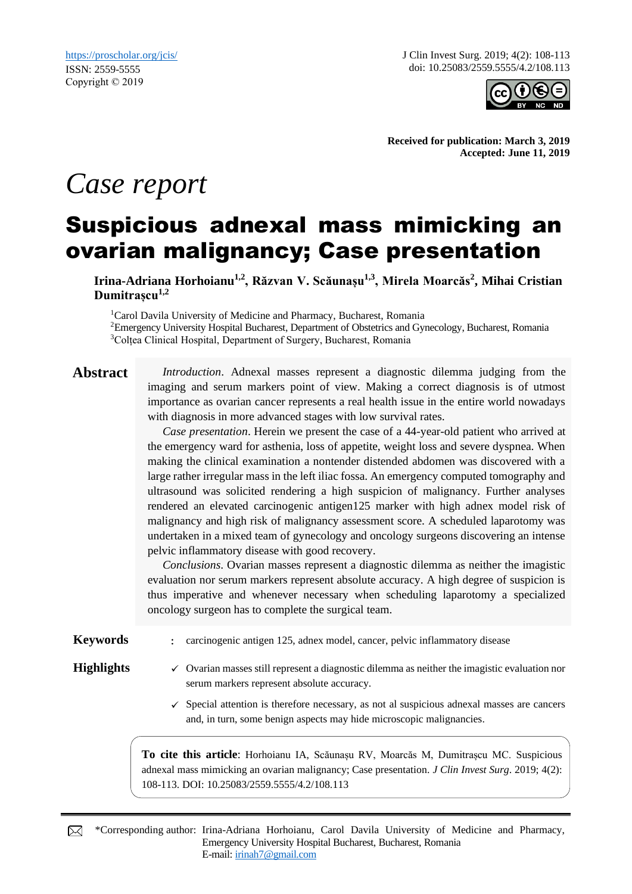https://proscholar.org/jcis/
ISSN: 2559-5555
Copyright © 2019

J Clin Invest Surg. 2019; 4(2): 108-113
doi: 10.25083/2559.5555/4.2/108.113

**Received for publication: March 3, 2019**
**Accepted: June 11, 2019**

*Case report*

# Suspicious adnexal mass mimicking an ovarian malignancy; Case presentation

**Irina-Adriana Horhoianu[1,2], Răzvan V. Scăunașu[1,3], Mirela Moarcăs[2], Mihai Cristian Dumitrașcu[1,2]**

[1]Carol Davila University of Medicine and Pharmacy, Bucharest, Romania
[2]Emergency University Hospital Bucharest, Department of Obstetrics and Gynecology, Bucharest, Romania
[3]Colțea Clinical Hospital, Department of Surgery, Bucharest, Romania

## Abstract

*Introduction*. Adnexal masses represent a diagnostic dilemma judging from the imaging and serum markers point of view. Making a correct diagnosis is of utmost importance as ovarian cancer represents a real health issue in the entire world nowadays with diagnosis in more advanced stages with low survival rates.

*Case presentation*. Herein we present the case of a 44-year-old patient who arrived at the emergency ward for asthenia, loss of appetite, weight loss and severe dyspnea. When making the clinical examination a nontender distended abdomen was discovered with a large rather irregular mass in the left iliac fossa. An emergency computed tomography and ultrasound was solicited rendering a high suspicion of malignancy. Further analyses rendered an elevated carcinogenic antigen125 marker with high adnex model risk of malignancy and high risk of malignancy assessment score. A scheduled laparotomy was undertaken in a mixed team of gynecology and oncology surgeons discovering an intense pelvic inflammatory disease with good recovery.

*Conclusions*. Ovarian masses represent a diagnostic dilemma as neither the imagistic evaluation nor serum markers represent absolute accuracy. A high degree of suspicion is thus imperative and whenever necessary when scheduling laparotomy a specialized oncology surgeon has to complete the surgical team.

**Keywords** : carcinogenic antigen 125, adnex model, cancer, pelvic inflammatory disease

**Highlights**

- ✓ Ovarian masses still represent a diagnostic dilemma as neither the imagistic evaluation nor serum markers represent absolute accuracy.
- ✓ Special attention is therefore necessary, as not al suspicious adnexal masses are cancers and, in turn, some benign aspects may hide microscopic malignancies.

**To cite this article**: Horhoianu IA, Scăunașu RV, Moarcăs M, Dumitrașcu MC. Suspicious adnexal mass mimicking an ovarian malignancy; Case presentation. *J Clin Invest Surg*. 2019; 4(2): 108-113. DOI: 10.25083/2559.5555/4.2/108.113

*Corresponding author: Irina-Adriana Horhoianu, Carol Davila University of Medicine and Pharmacy, Emergency University Hospital Bucharest, Bucharest, Romania
E-mail: irinah7@gmail.com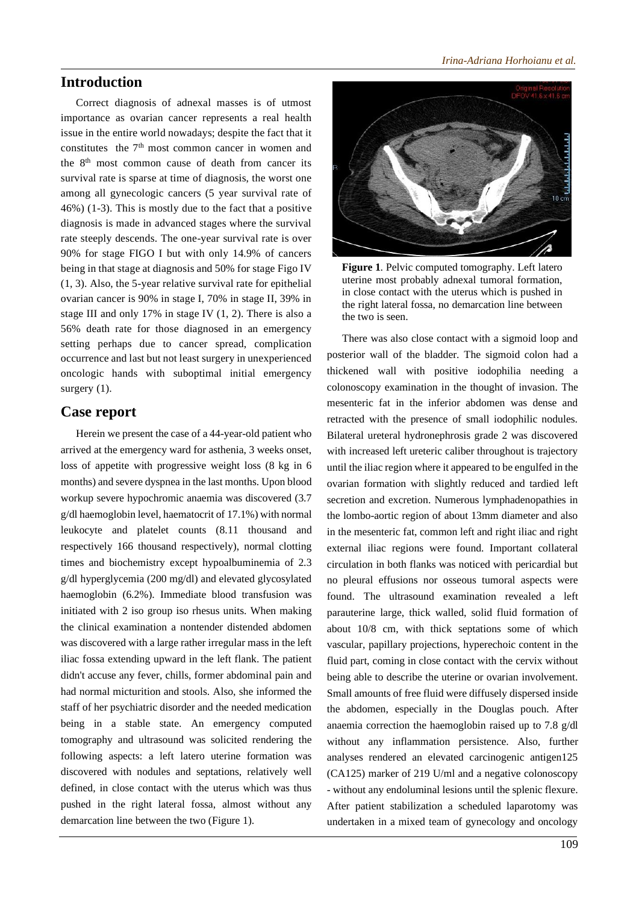## Introduction

Correct diagnosis of adnexal masses is of utmost importance as ovarian cancer represents a real health issue in the entire world nowadays; despite the fact that it constitutes the 7th most common cancer in women and the 8th most common cause of death from cancer its survival rate is sparse at time of diagnosis, the worst one among all gynecologic cancers (5 year survival rate of 46%) (1-3). This is mostly due to the fact that a positive diagnosis is made in advanced stages where the survival rate steeply descends. The one-year survival rate is over 90% for stage FIGO I but with only 14.9% of cancers being in that stage at diagnosis and 50% for stage Figo IV (1, 3). Also, the 5-year relative survival rate for epithelial ovarian cancer is 90% in stage I, 70% in stage II, 39% in stage III and only 17% in stage IV (1, 2). There is also a 56% death rate for those diagnosed in an emergency setting perhaps due to cancer spread, complication occurrence and last but not least surgery in unexperienced oncologic hands with suboptimal initial emergency surgery (1).

## Case report

Herein we present the case of a 44-year-old patient who arrived at the emergency ward for asthenia, 3 weeks onset, loss of appetite with progressive weight loss (8 kg in 6 months) and severe dyspnea in the last months. Upon blood workup severe hypochromic anaemia was discovered (3.7 g/dl haemoglobin level, haematocrit of 17.1%) with normal leukocyte and platelet counts (8.11 thousand and respectively 166 thousand respectively), normal clotting times and biochemistry except hypoalbuminemia of 2.3 g/dl hyperglycemia (200 mg/dl) and elevated glycosylated haemoglobin (6.2%). Immediate blood transfusion was initiated with 2 iso group iso rhesus units. When making the clinical examination a nontender distended abdomen was discovered with a large rather irregular mass in the left iliac fossa extending upward in the left flank. The patient didn't accuse any fever, chills, former abdominal pain and had normal micturition and stools. Also, she informed the staff of her psychiatric disorder and the needed medication being in a stable state. An emergency computed tomography and ultrasound was solicited rendering the following aspects: a left latero uterine formation was discovered with nodules and septations, relatively well defined, in close contact with the uterus which was thus pushed in the right lateral fossa, almost without any demarcation line between the two (Figure 1).

**Figure 1**. Pelvic computed tomography. Left latero uterine most probably adnexal tumoral formation, in close contact with the uterus which is pushed in the right lateral fossa, no demarcation line between the two is seen.

There was also close contact with a sigmoid loop and posterior wall of the bladder. The sigmoid colon had a thickened wall with positive iodophilia needing a colonoscopy examination in the thought of invasion. The mesenteric fat in the inferior abdomen was dense and retracted with the presence of small iodophilic nodules. Bilateral ureteral hydronephrosis grade 2 was discovered with increased left ureteric caliber throughout is trajectory until the iliac region where it appeared to be engulfed in the ovarian formation with slightly reduced and tardied left secretion and excretion. Numerous lymphadenopathies in the lombo-aortic region of about 13mm diameter and also in the mesenteric fat, common left and right iliac and right external iliac regions were found. Important collateral circulation in both flanks was noticed with pericardial but no pleural effusions nor osseous tumoral aspects were found. The ultrasound examination revealed a left parauterine large, thick walled, solid fluid formation of about 10/8 cm, with thick septations some of which vascular, papillary projections, hyperechoic content in the fluid part, coming in close contact with the cervix without being able to describe the uterine or ovarian involvement. Small amounts of free fluid were diffusely dispersed inside the abdomen, especially in the Douglas pouch. After anaemia correction the haemoglobin raised up to 7.8 g/dl without any inflammation persistence. Also, further analyses rendered an elevated carcinogenic antigen125 (CA125) marker of 219 U/ml and a negative colonoscopy - without any endoluminal lesions until the splenic flexure. After patient stabilization a scheduled laparotomy was undertaken in a mixed team of gynecology and oncology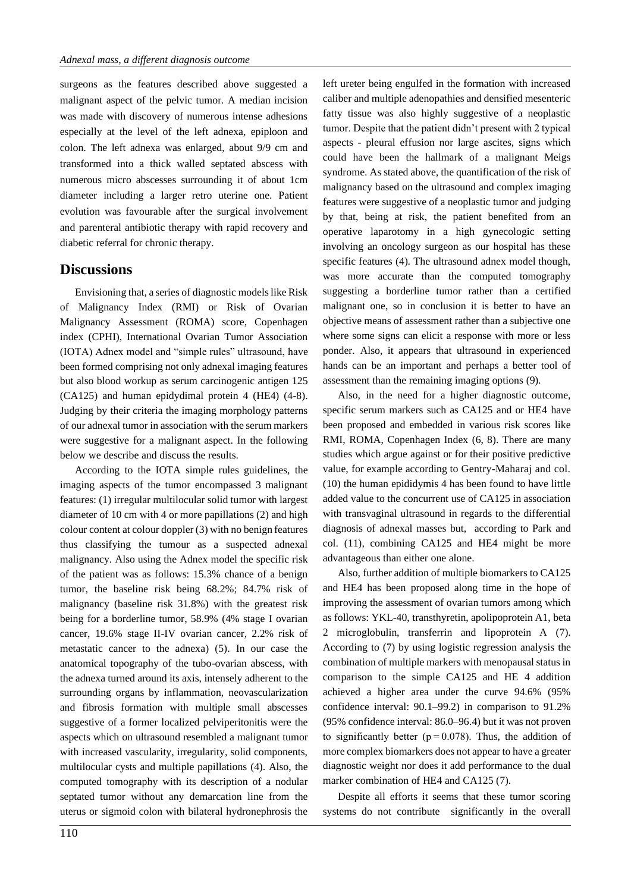surgeons as the features described above suggested a malignant aspect of the pelvic tumor. A median incision was made with discovery of numerous intense adhesions especially at the level of the left adnexa, epiploon and colon. The left adnexa was enlarged, about 9/9 cm and transformed into a thick walled septated abscess with numerous micro abscesses surrounding it of about 1cm diameter including a larger retro uterine one. Patient evolution was favourable after the surgical involvement and parenteral antibiotic therapy with rapid recovery and diabetic referral for chronic therapy.

## Discussions

Envisioning that, a series of diagnostic models like Risk of Malignancy Index (RMI) or Risk of Ovarian Malignancy Assessment (ROMA) score, Copenhagen index (CPHI), International Ovarian Tumor Association (IOTA) Adnex model and "simple rules" ultrasound, have been formed comprising not only adnexal imaging features but also blood workup as serum carcinogenic antigen 125 (CA125) and human epidydimal protein 4 (HE4) (4-8). Judging by their criteria the imaging morphology patterns of our adnexal tumor in association with the serum markers were suggestive for a malignant aspect. In the following below we describe and discuss the results.

According to the IOTA simple rules guidelines, the imaging aspects of the tumor encompassed 3 malignant features: (1) irregular multilocular solid tumor with largest diameter of 10 cm with 4 or more papillations (2) and high colour content at colour doppler (3) with no benign features thus classifying the tumour as a suspected adnexal malignancy. Also using the Adnex model the specific risk of the patient was as follows: 15.3% chance of a benign tumor, the baseline risk being 68.2%; 84.7% risk of malignancy (baseline risk 31.8%) with the greatest risk being for a borderline tumor, 58.9% (4% stage I ovarian cancer, 19.6% stage II-IV ovarian cancer, 2.2% risk of metastatic cancer to the adnexa) (5). In our case the anatomical topography of the tubo-ovarian abscess, with the adnexa turned around its axis, intensely adherent to the surrounding organs by inflammation, neovascularization and fibrosis formation with multiple small abscesses suggestive of a former localized pelviperitonitis were the aspects which on ultrasound resembled a malignant tumor with increased vascularity, irregularity, solid components, multilocular cysts and multiple papillations (4). Also, the computed tomography with its description of a nodular septated tumor without any demarcation line from the uterus or sigmoid colon with bilateral hydronephrosis the left ureter being engulfed in the formation with increased caliber and multiple adenopathies and densified mesenteric fatty tissue was also highly suggestive of a neoplastic tumor. Despite that the patient didn't present with 2 typical aspects - pleural effusion nor large ascites, signs which could have been the hallmark of a malignant Meigs syndrome. As stated above, the quantification of the risk of malignancy based on the ultrasound and complex imaging features were suggestive of a neoplastic tumor and judging by that, being at risk, the patient benefited from an operative laparotomy in a high gynecologic setting involving an oncology surgeon as our hospital has these specific features (4). The ultrasound adnex model though, was more accurate than the computed tomography suggesting a borderline tumor rather than a certified malignant one, so in conclusion it is better to have an objective means of assessment rather than a subjective one where some signs can elicit a response with more or less ponder. Also, it appears that ultrasound in experienced hands can be an important and perhaps a better tool of assessment than the remaining imaging options (9).

Also, in the need for a higher diagnostic outcome, specific serum markers such as CA125 and or HE4 have been proposed and embedded in various risk scores like RMI, ROMA, Copenhagen Index (6, 8). There are many studies which argue against or for their positive predictive value, for example according to Gentry-Maharaj and col. (10) the human epididymis 4 has been found to have little added value to the concurrent use of CA125 in association with transvaginal ultrasound in regards to the differential diagnosis of adnexal masses but, according to Park and col. (11), combining CA125 and HE4 might be more advantageous than either one alone.

Also, further addition of multiple biomarkers to CA125 and HE4 has been proposed along time in the hope of improving the assessment of ovarian tumors among which as follows: YKL-40, transthyretin, apolipoprotein A1, beta 2 microglobulin, transferrin and lipoprotein A (7). According to (7) by using logistic regression analysis the combination of multiple markers with menopausal status in comparison to the simple CA125 and HE 4 addition achieved a higher area under the curve 94.6% (95% confidence interval: 90.1–99.2) in comparison to 91.2% (95% confidence interval: 86.0–96.4) but it was not proven to significantly better ($p = 0.078$). Thus, the addition of more complex biomarkers does not appear to have a greater diagnostic weight nor does it add performance to the dual marker combination of HE4 and CA125 (7).

Despite all efforts it seems that these tumor scoring systems do not contribute significantly in the overall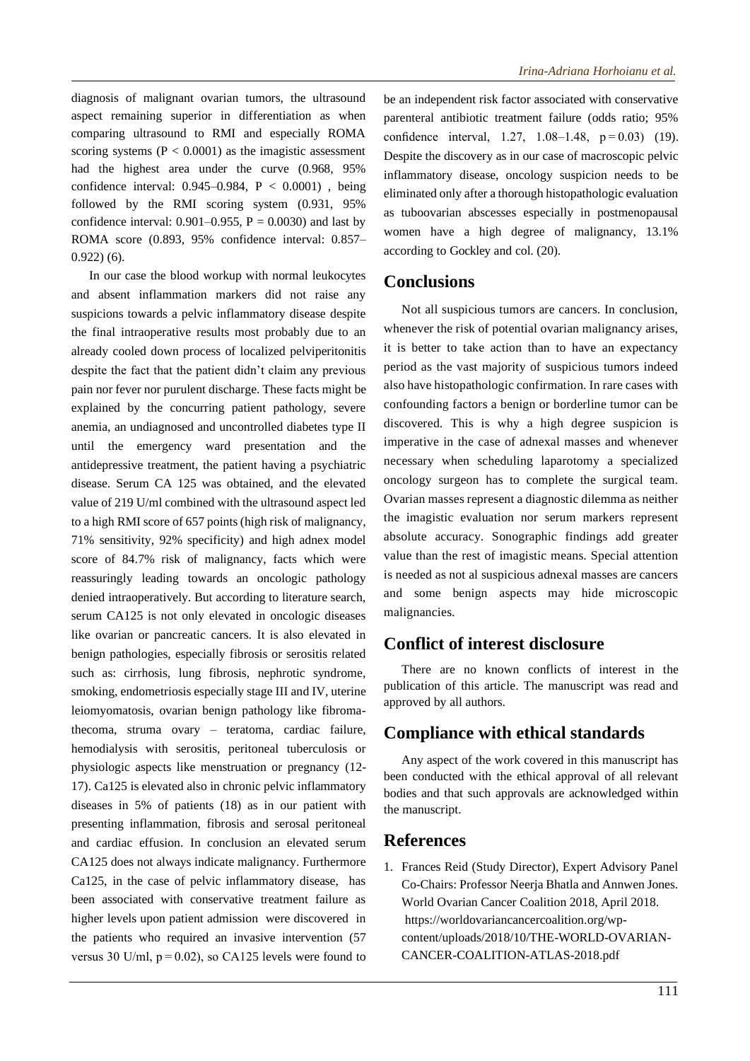diagnosis of malignant ovarian tumors, the ultrasound aspect remaining superior in differentiation as when comparing ultrasound to RMI and especially ROMA scoring systems ($P < 0.0001$) as the imagistic assessment had the highest area under the curve (0.968, 95% confidence interval: 0.945–0.984, $P < 0.0001$) , being followed by the RMI scoring system (0.931, 95% confidence interval: 0.901–0.955, $P = 0.0030$) and last by ROMA score (0.893, 95% confidence interval: 0.857–0.922) (6).

In our case the blood workup with normal leukocytes and absent inflammation markers did not raise any suspicions towards a pelvic inflammatory disease despite the final intraoperative results most probably due to an already cooled down process of localized pelviperitonitis despite the fact that the patient didn't claim any previous pain nor fever nor purulent discharge. These facts might be explained by the concurring patient pathology, severe anemia, an undiagnosed and uncontrolled diabetes type II until the emergency ward presentation and the antidepressive treatment, the patient having a psychiatric disease. Serum CA 125 was obtained, and the elevated value of 219 U/ml combined with the ultrasound aspect led to a high RMI score of 657 points (high risk of malignancy, 71% sensitivity, 92% specificity) and high adnex model score of 84.7% risk of malignancy, facts which were reassuringly leading towards an oncologic pathology denied intraoperatively. But according to literature search, serum CA125 is not only elevated in oncologic diseases like ovarian or pancreatic cancers. It is also elevated in benign pathologies, especially fibrosis or serositis related such as: cirrhosis, lung fibrosis, nephrotic syndrome, smoking, endometriosis especially stage III and IV, uterine leiomyomatosis, ovarian benign pathology like fibroma-thecoma, struma ovary – teratoma, cardiac failure, hemodialysis with serositis, peritoneal tuberculosis or physiologic aspects like menstruation or pregnancy (12-17). Ca125 is elevated also in chronic pelvic inflammatory diseases in 5% of patients (18) as in our patient with presenting inflammation, fibrosis and serosal peritoneal and cardiac effusion. In conclusion an elevated serum CA125 does not always indicate malignancy. Furthermore Ca125, in the case of pelvic inflammatory disease, has been associated with conservative treatment failure as higher levels upon patient admission were discovered in the patients who required an invasive intervention (57 versus 30 U/ml, $p = 0.02$), so CA125 levels were found to be an independent risk factor associated with conservative parenteral antibiotic treatment failure (odds ratio; 95% confidence interval, 1.27, 1.08–1.48, $p = 0.03$) (19). Despite the discovery as in our case of macroscopic pelvic inflammatory disease, oncology suspicion needs to be eliminated only after a thorough histopathologic evaluation as tuboovarian abscesses especially in postmenopausal women have a high degree of malignancy, 13.1% according to Gockley and col. (20).

## Conclusions

Not all suspicious tumors are cancers. In conclusion, whenever the risk of potential ovarian malignancy arises, it is better to take action than to have an expectancy period as the vast majority of suspicious tumors indeed also have histopathologic confirmation. In rare cases with confounding factors a benign or borderline tumor can be discovered. This is why a high degree suspicion is imperative in the case of adnexal masses and whenever necessary when scheduling laparotomy a specialized oncology surgeon has to complete the surgical team. Ovarian masses represent a diagnostic dilemma as neither the imagistic evaluation nor serum markers represent absolute accuracy. Sonographic findings add greater value than the rest of imagistic means. Special attention is needed as not al suspicious adnexal masses are cancers and some benign aspects may hide microscopic malignancies.

## Conflict of interest disclosure

There are no known conflicts of interest in the publication of this article. The manuscript was read and approved by all authors.

## Compliance with ethical standards

Any aspect of the work covered in this manuscript has been conducted with the ethical approval of all relevant bodies and that such approvals are acknowledged within the manuscript.

## References

1. Frances Reid (Study Director), Expert Advisory Panel Co-Chairs: Professor Neerja Bhatla and Annwen Jones. World Ovarian Cancer Coalition 2018, April 2018. https://worldovariancancercoalition.org/wp-content/uploads/2018/10/THE-WORLD-OVARIAN-CANCER-COALITION-ATLAS-2018.pdf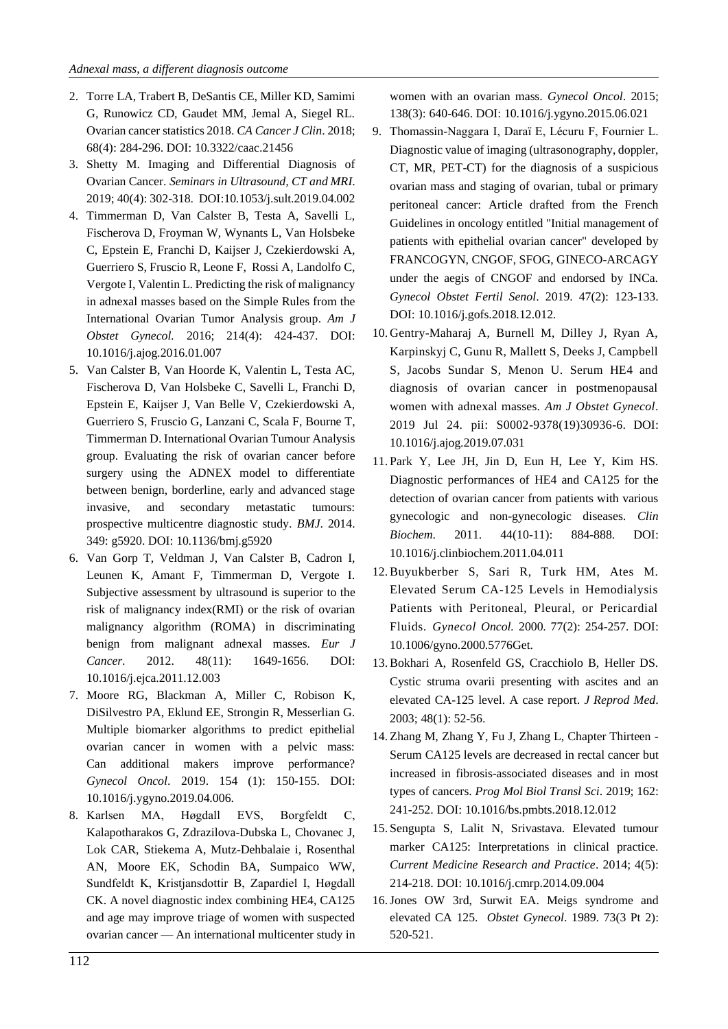2. Torre LA, Trabert B, DeSantis CE, Miller KD, Samimi G, Runowicz CD, Gaudet MM, Jemal A, Siegel RL. Ovarian cancer statistics 2018. *CA Cancer J Clin*. 2018; 68(4): 284-296. DOI: 10.3322/caac.21456
3. Shetty M. Imaging and Differential Diagnosis of Ovarian Cancer. *Seminars in Ultrasound, CT and MRI*. 2019; 40(4): 302-318. DOI:10.1053/j.sult.2019.04.002
4. Timmerman D, Van Calster B, Testa A, Savelli L, Fischerova D, Froyman W, Wynants L, Van Holsbeke C, Epstein E, Franchi D, Kaijser J, Czekierdowski A, Guerriero S, Fruscio R, Leone F, Rossi A, Landolfo C, Vergote I, Valentin L. Predicting the risk of malignancy in adnexal masses based on the Simple Rules from the International Ovarian Tumor Analysis group. *Am J Obstet Gynecol.* 2016; 214(4): 424-437. DOI: 10.1016/j.ajog.2016.01.007
5. Van Calster B, Van Hoorde K, Valentin L, Testa AC, Fischerova D, Van Holsbeke C, Savelli L, Franchi D, Epstein E, Kaijser J, Van Belle V, Czekierdowski A, Guerriero S, Fruscio G, Lanzani C, Scala F, Bourne T, Timmerman D. International Ovarian Tumour Analysis group. Evaluating the risk of ovarian cancer before surgery using the ADNEX model to differentiate between benign, borderline, early and advanced stage invasive, and secondary metastatic tumours: prospective multicentre diagnostic study. *BMJ*. 2014. 349: g5920. DOI: 10.1136/bmj.g5920
6. Van Gorp T, Veldman J, Van Calster B, Cadron I, Leunen K, Amant F, Timmerman D, Vergote I. Subjective assessment by ultrasound is superior to the risk of malignancy index(RMI) or the risk of ovarian malignancy algorithm (ROMA) in discriminating benign from malignant adnexal masses. *Eur J Cancer*. 2012. 48(11): 1649-1656. DOI: 10.1016/j.ejca.2011.12.003
7. Moore RG, Blackman A, Miller C, Robison K, DiSilvestro PA, Eklund EE, Strongin R, Messerlian G. Multiple biomarker algorithms to predict epithelial ovarian cancer in women with a pelvic mass: Can additional makers improve performance? *Gynecol Oncol*. 2019. 154 (1): 150-155. DOI: 10.1016/j.ygyno.2019.04.006.
8. Karlsen MA, Høgdall EVS, Borgfeldt C, Kalapotharakos G, Zdrazilova-Dubska L, Chovanec J, Lok CAR, Stiekema A, Mutz-Dehbalaie i, Rosenthal AN, Moore EK, Schodin BA, Sumpaico WW, Sundfeldt K, Kristjansdottir B, Zapardiel I, Høgdall CK. A novel diagnostic index combining HE4, CA125 and age may improve triage of women with suspected ovarian cancer — An international multicenter study in women with an ovarian mass. *Gynecol Oncol*. 2015; 138(3): 640-646. DOI: 10.1016/j.ygyno.2015.06.021
9. Thomassin-Naggara I, Daraï E, Lécuru F, Fournier L. Diagnostic value of imaging (ultrasonography, doppler, CT, MR, PET-CT) for the diagnosis of a suspicious ovarian mass and staging of ovarian, tubal or primary peritoneal cancer: Article drafted from the French Guidelines in oncology entitled "Initial management of patients with epithelial ovarian cancer" developed by FRANCOGYN, CNGOF, SFOG, GINECO-ARCAGY under the aegis of CNGOF and endorsed by INCa. *Gynecol Obstet Fertil Senol*. 2019. 47(2): 123-133. DOI: 10.1016/j.gofs.2018.12.012.
10. Gentry-Maharaj A, Burnell M, Dilley J, Ryan A, Karpinskyj C, Gunu R, Mallett S, Deeks J, Campbell S, Jacobs Sundar S, Menon U. Serum HE4 and diagnosis of ovarian cancer in postmenopausal women with adnexal masses. *Am J Obstet Gynecol*. 2019 Jul 24. pii: S0002-9378(19)30936-6. DOI: 10.1016/j.ajog.2019.07.031
11. Park Y, Lee JH, Jin D, Eun H, Lee Y, Kim HS. Diagnostic performances of HE4 and CA125 for the detection of ovarian cancer from patients with various gynecologic and non-gynecologic diseases. *Clin Biochem*. 2011. 44(10-11): 884-888. DOI: 10.1016/j.clinbiochem.2011.04.011
12. Buyukberber S, Sari R, Turk HM, Ates M. Elevated Serum CA-125 Levels in Hemodialysis Patients with Peritoneal, Pleural, or Pericardial Fluids. *Gynecol Oncol.* 2000. 77(2): 254-257. DOI: 10.1006/gyno.2000.5776Get.
13. Bokhari A, Rosenfeld GS, Cracchiolo B, Heller DS. Cystic struma ovarii presenting with ascites and an elevated CA-125 level. A case report. *J Reprod Med*. 2003; 48(1): 52-56.
14. Zhang M, Zhang Y, Fu J, Zhang L, Chapter Thirteen - Serum CA125 levels are decreased in rectal cancer but increased in fibrosis-associated diseases and in most types of cancers. *Prog Mol Biol Transl Sci*. 2019; 162: 241-252. DOI: 10.1016/bs.pmbts.2018.12.012
15. Sengupta S, Lalit N, Srivastava. Elevated tumour marker CA125: Interpretations in clinical practice. *Current Medicine Research and Practice*. 2014; 4(5): 214-218. DOI: 10.1016/j.cmrp.2014.09.004
16. Jones OW 3rd, Surwit EA. Meigs syndrome and elevated CA 125. *Obstet Gynecol*. 1989. 73(3 Pt 2): 520-521.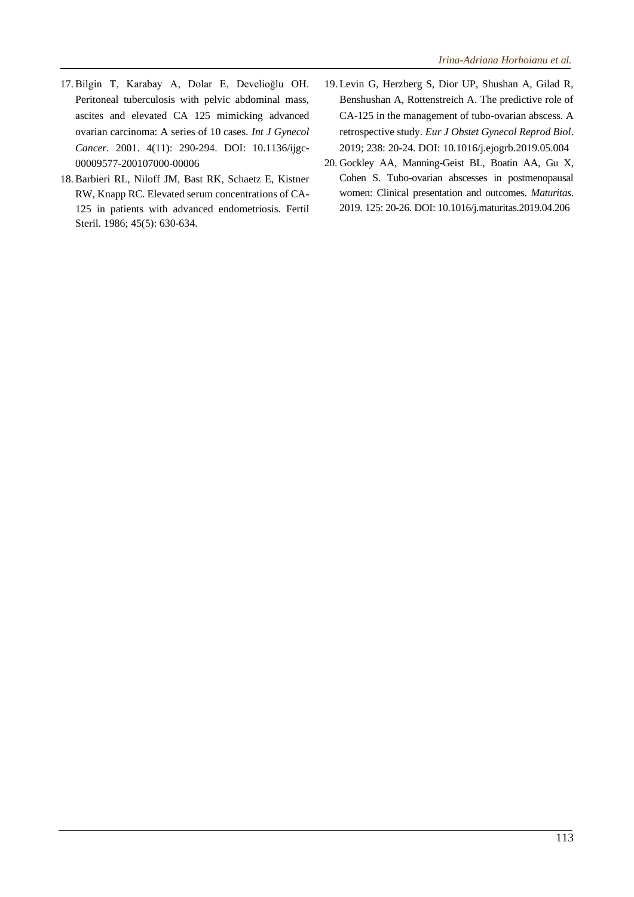17. Bilgin T, Karabay A, Dolar E, Develioğlu OH. Peritoneal tuberculosis with pelvic abdominal mass, ascites and elevated CA 125 mimicking advanced ovarian carcinoma: A series of 10 cases. *Int J Gynecol Cancer*. 2001. 4(11): 290-294. DOI: 10.1136/ijgc-00009577-200107000-00006
18. Barbieri RL, Niloff JM, Bast RK, Schaetz E, Kistner RW, Knapp RC. Elevated serum concentrations of CA-125 in patients with advanced endometriosis. Fertil Steril. 1986; 45(5): 630-634.
19. Levin G, Herzberg S, Dior UP, Shushan A, Gilad R, Benshushan A, Rottenstreich A. The predictive role of CA-125 in the management of tubo-ovarian abscess. A retrospective study. *Eur J Obstet Gynecol Reprod Biol*. 2019; 238: 20-24. DOI: 10.1016/j.ejogrb.2019.05.004
20. Gockley AA, Manning-Geist BL, Boatin AA, Gu X, Cohen S. Tubo-ovarian abscesses in postmenopausal women: Clinical presentation and outcomes. *Maturitas*. 2019. 125: 20-26. DOI: 10.1016/j.maturitas.2019.04.206